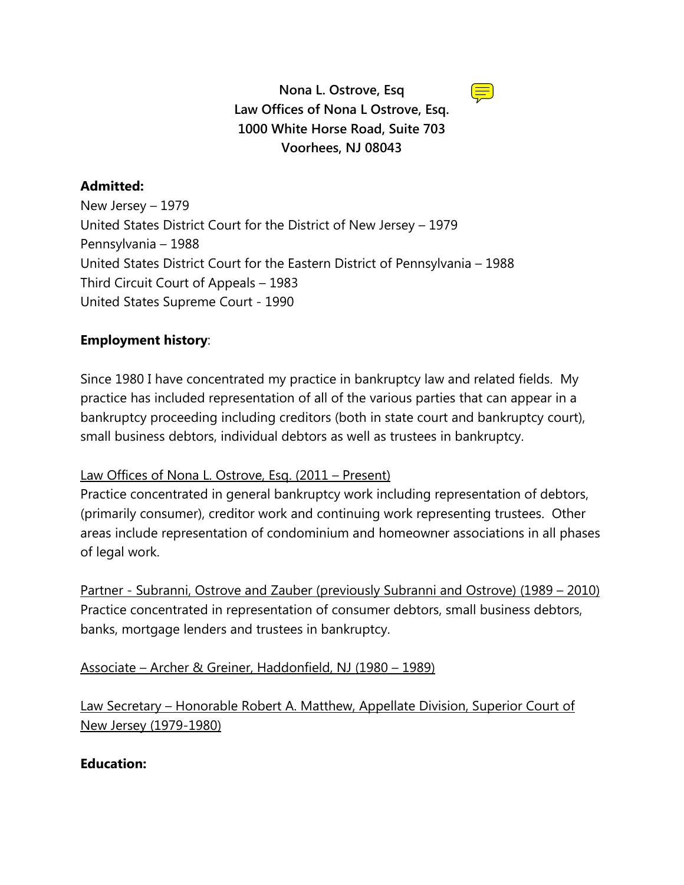**Nona L. Ostrove, Esq**
**Law Offices of Nona L Ostrove, Esq.**
**1000 White Horse Road, Suite 703**
**Voorhees, NJ 08043**

**Admitted:**

New Jersey – 1979
United States District Court for the District of New Jersey – 1979
Pennsylvania – 1988
United States District Court for the Eastern District of Pennsylvania – 1988
Third Circuit Court of Appeals – 1983
United States Supreme Court - 1990

**Employment history**:

Since 1980 I have concentrated my practice in bankruptcy law and related fields. My practice has included representation of all of the various parties that can appear in a bankruptcy proceeding including creditors (both in state court and bankruptcy court), small business debtors, individual debtors as well as trustees in bankruptcy.

<u>Law Offices of Nona L. Ostrove, Esq. (2011 – Present)</u>
Practice concentrated in general bankruptcy work including representation of debtors, (primarily consumer), creditor work and continuing work representing trustees. Other areas include representation of condominium and homeowner associations in all phases of legal work.

<u>Partner - Subranni, Ostrove and Zauber (previously Subranni and Ostrove) (1989 – 2010)</u>
Practice concentrated in representation of consumer debtors, small business debtors, banks, mortgage lenders and trustees in bankruptcy.

<u>Associate – Archer & Greiner, Haddonfield, NJ (1980 – 1989)</u>

<u>Law Secretary – Honorable Robert A. Matthew, Appellate Division, Superior Court of New Jersey (1979-1980)</u>

**Education:**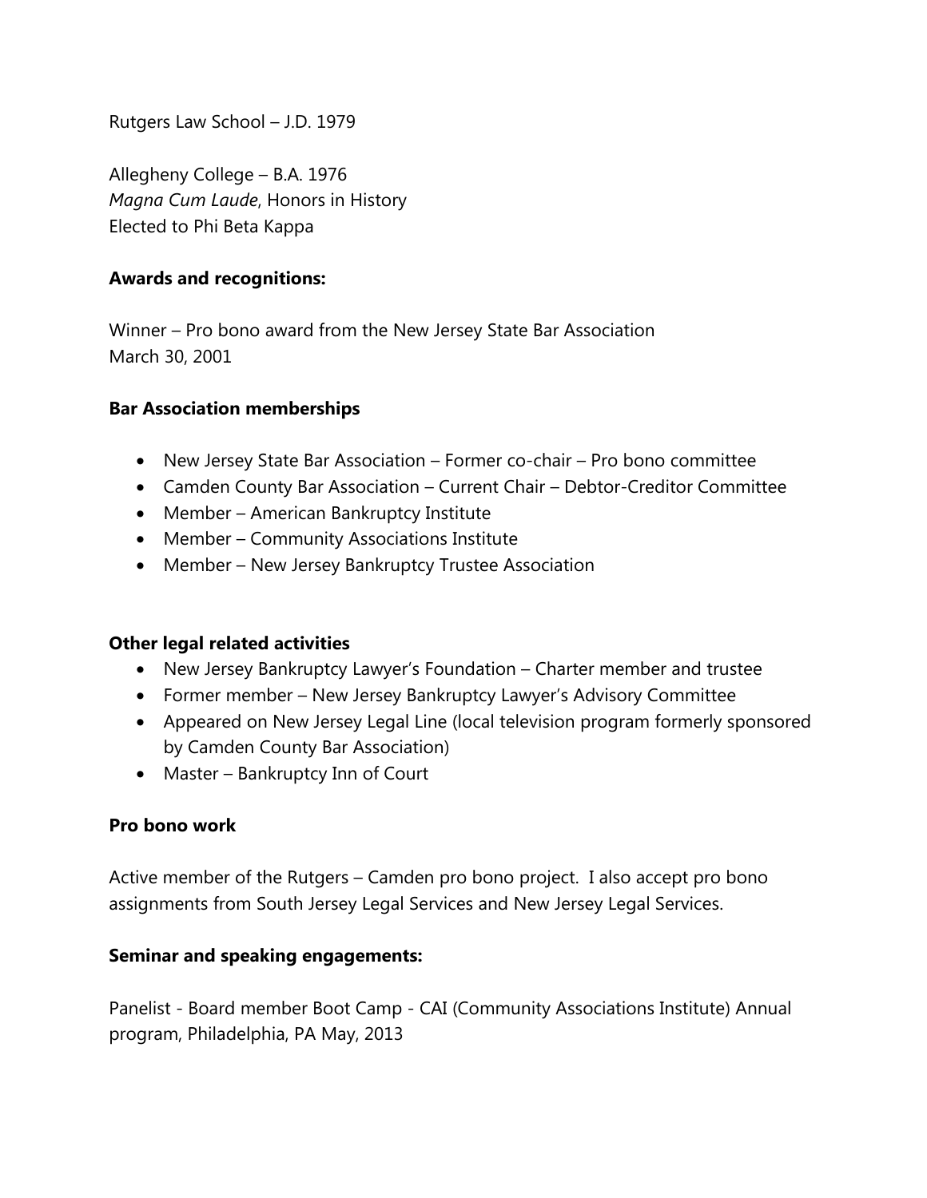Rutgers Law School – J.D. 1979

Allegheny College – B.A. 1976
*Magna Cum Laude*, Honors in History
Elected to Phi Beta Kappa

**Awards and recognitions:**

Winner – Pro bono award from the New Jersey State Bar Association
March 30, 2001

**Bar Association memberships**

- New Jersey State Bar Association – Former co-chair – Pro bono committee
- Camden County Bar Association – Current Chair – Debtor-Creditor Committee
- Member – American Bankruptcy Institute
- Member – Community Associations Institute
- Member – New Jersey Bankruptcy Trustee Association

**Other legal related activities**

- New Jersey Bankruptcy Lawyer's Foundation – Charter member and trustee
- Former member – New Jersey Bankruptcy Lawyer's Advisory Committee
- Appeared on New Jersey Legal Line (local television program formerly sponsored by Camden County Bar Association)
- Master – Bankruptcy Inn of Court

**Pro bono work**

Active member of the Rutgers – Camden pro bono project. I also accept pro bono assignments from South Jersey Legal Services and New Jersey Legal Services.

**Seminar and speaking engagements:**

Panelist - Board member Boot Camp - CAI (Community Associations Institute) Annual program, Philadelphia, PA May, 2013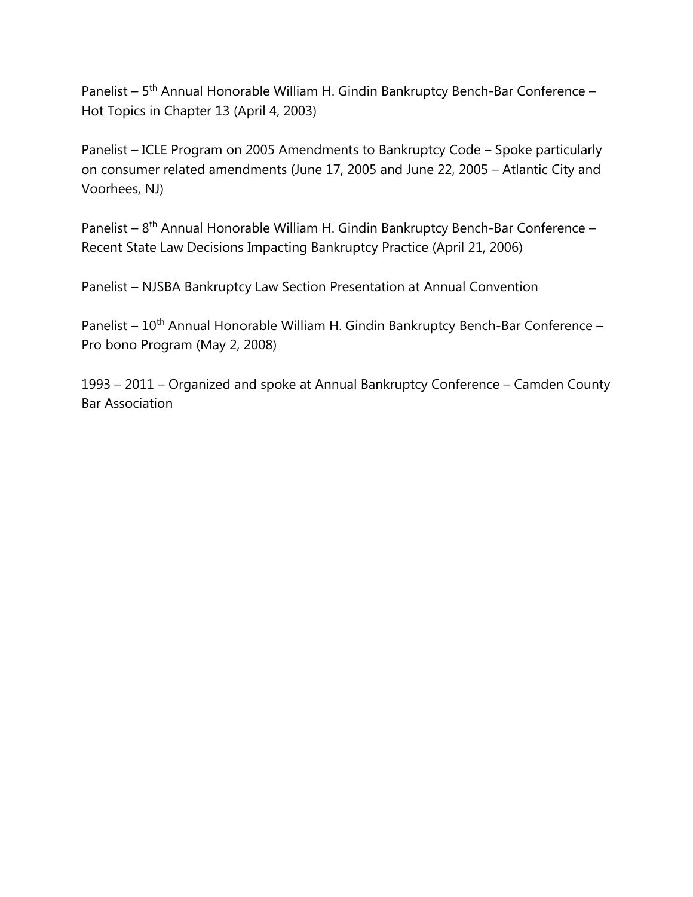Panelist – 5th Annual Honorable William H. Gindin Bankruptcy Bench-Bar Conference – Hot Topics in Chapter 13 (April 4, 2003)

Panelist – ICLE Program on 2005 Amendments to Bankruptcy Code – Spoke particularly on consumer related amendments (June 17, 2005 and June 22, 2005 – Atlantic City and Voorhees, NJ)

Panelist – 8th Annual Honorable William H. Gindin Bankruptcy Bench-Bar Conference – Recent State Law Decisions Impacting Bankruptcy Practice (April 21, 2006)

Panelist – NJSBA Bankruptcy Law Section Presentation at Annual Convention

Panelist – 10th Annual Honorable William H. Gindin Bankruptcy Bench-Bar Conference – Pro bono Program (May 2, 2008)

1993 – 2011 – Organized and spoke at Annual Bankruptcy Conference – Camden County Bar Association